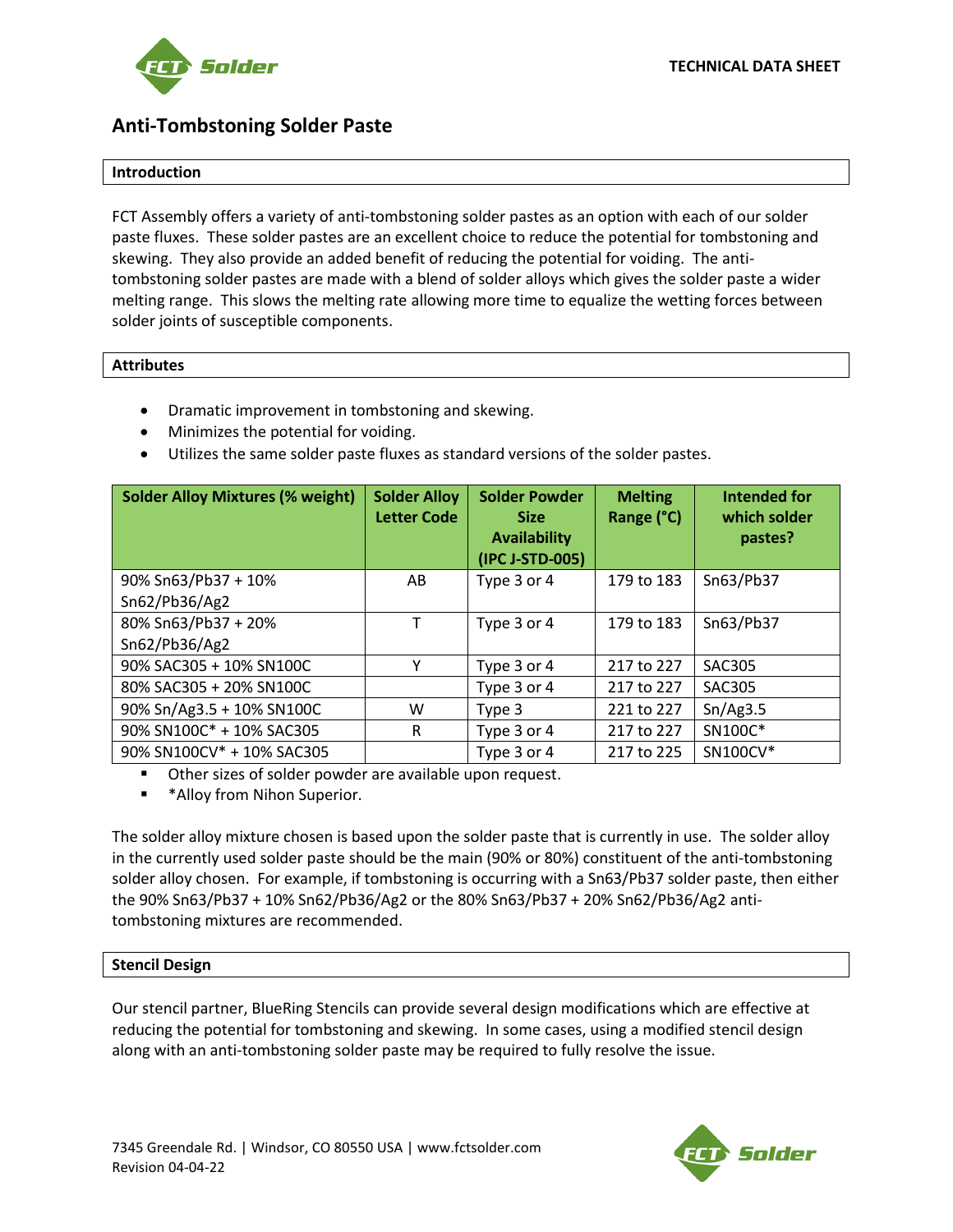TECHNICAL DATA SHEET

# Anti-Tombstoning Solder Paste

## Introduction

FCT Assembly offers a variety of anti-tombstoning solder pastes as an option with each of our solder paste fluxes. These solder pastes are an excellent choice to reduce the potential for tombstoning and skewing. They also provide an added benefit of reducing the potential for voiding. The anti-tombstoning solder pastes are made with a blend of solder alloys which gives the solder paste a wider melting range. This slows the melting rate allowing more time to equalize the wetting forces between solder joints of susceptible components.

## Attributes

- Dramatic improvement in tombstoning and skewing.
- Minimizes the potential for voiding.
- Utilizes the same solder paste fluxes as standard versions of the solder pastes.

| Solder Alloy Mixtures (% weight) | Solder Alloy Letter Code | Solder Powder Size Availability (IPC J-STD-005) | Melting Range (°C) | Intended for which solder pastes? |
|---|---|---|---|---|
| 90% Sn63/Pb37 + 10% Sn62/Pb36/Ag2 | AB | Type 3 or 4 | 179 to 183 | Sn63/Pb37 |
| 80% Sn63/Pb37 + 20% Sn62/Pb36/Ag2 | T | Type 3 or 4 | 179 to 183 | Sn63/Pb37 |
| 90% SAC305 + 10% SN100C | Y | Type 3 or 4 | 217 to 227 | SAC305 |
| 80% SAC305 + 20% SN100C | | Type 3 or 4 | 217 to 227 | SAC305 |
| 90% Sn/Ag3.5 + 10% SN100C | W | Type 3 | 221 to 227 | Sn/Ag3.5 |
| 90% SN100C* + 10% SAC305 | R | Type 3 or 4 | 217 to 227 | SN100C* |
| 90% SN100CV* + 10% SAC305 | | Type 3 or 4 | 217 to 225 | SN100CV* |

- Other sizes of solder powder are available upon request.
- *Alloy from Nihon Superior.

The solder alloy mixture chosen is based upon the solder paste that is currently in use. The solder alloy in the currently used solder paste should be the main (90% or 80%) constituent of the anti-tombstoning solder alloy chosen. For example, if tombstoning is occurring with a Sn63/Pb37 solder paste, then either the 90% Sn63/Pb37 + 10% Sn62/Pb36/Ag2 or the 80% Sn63/Pb37 + 20% Sn62/Pb36/Ag2 anti-tombstoning mixtures are recommended.

## Stencil Design

Our stencil partner, BlueRing Stencils can provide several design modifications which are effective at reducing the potential for tombstoning and skewing. In some cases, using a modified stencil design along with an anti-tombstoning solder paste may be required to fully resolve the issue.

7345 Greendale Rd. | Windsor, CO 80550 USA | www.fctsolder.com
Revision 04-04-22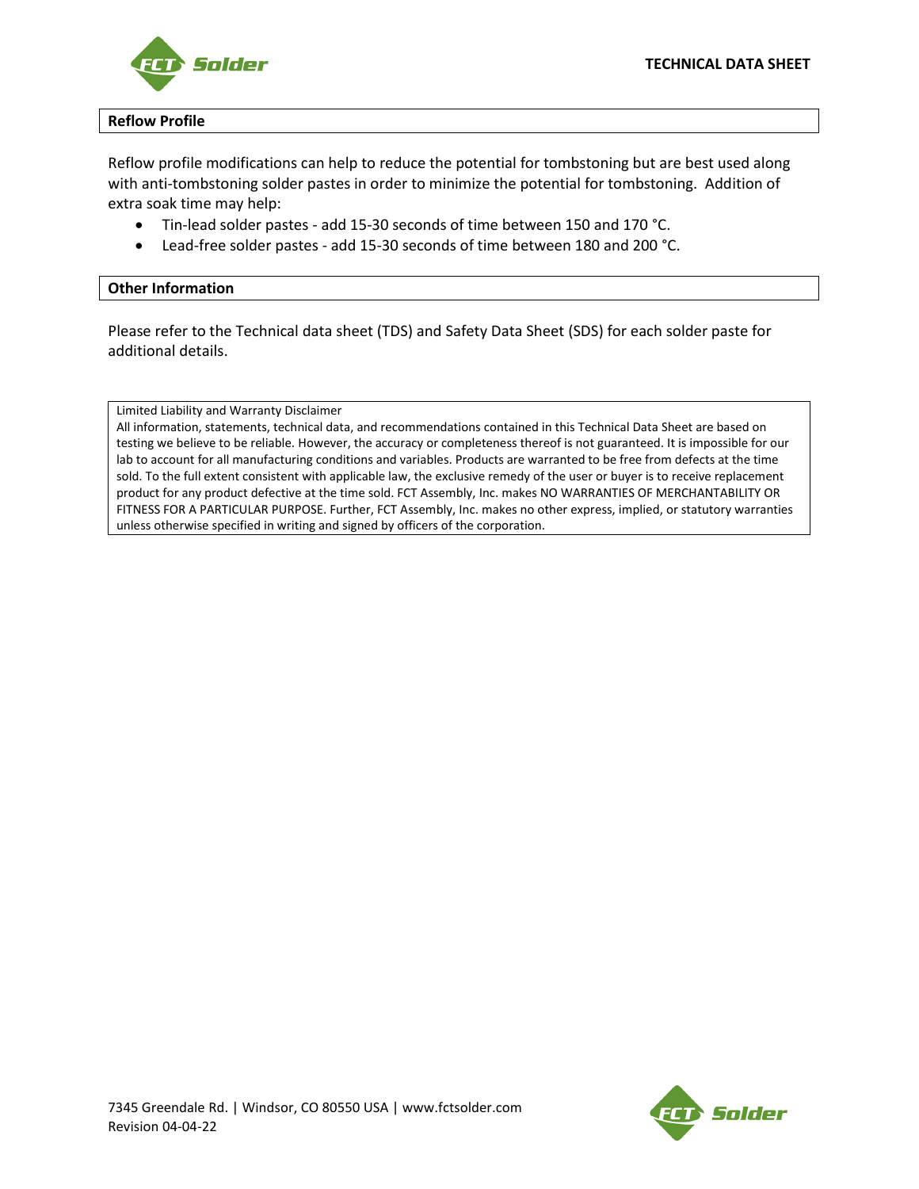## Reflow Profile

Reflow profile modifications can help to reduce the potential for tombstoning but are best used along with anti-tombstoning solder pastes in order to minimize the potential for tombstoning. Addition of extra soak time may help:

- Tin-lead solder pastes - add 15-30 seconds of time between 150 and 170 °C.
- Lead-free solder pastes - add 15-30 seconds of time between 180 and 200 °C.

## Other Information

Please refer to the Technical data sheet (TDS) and Safety Data Sheet (SDS) for each solder paste for additional details.

Limited Liability and Warranty Disclaimer

All information, statements, technical data, and recommendations contained in this Technical Data Sheet are based on testing we believe to be reliable. However, the accuracy or completeness thereof is not guaranteed. It is impossible for our lab to account for all manufacturing conditions and variables. Products are warranted to be free from defects at the time sold. To the full extent consistent with applicable law, the exclusive remedy of the user or buyer is to receive replacement product for any product defective at the time sold. FCT Assembly, Inc. makes NO WARRANTIES OF MERCHANTABILITY OR FITNESS FOR A PARTICULAR PURPOSE. Further, FCT Assembly, Inc. makes no other express, implied, or statutory warranties unless otherwise specified in writing and signed by officers of the corporation.